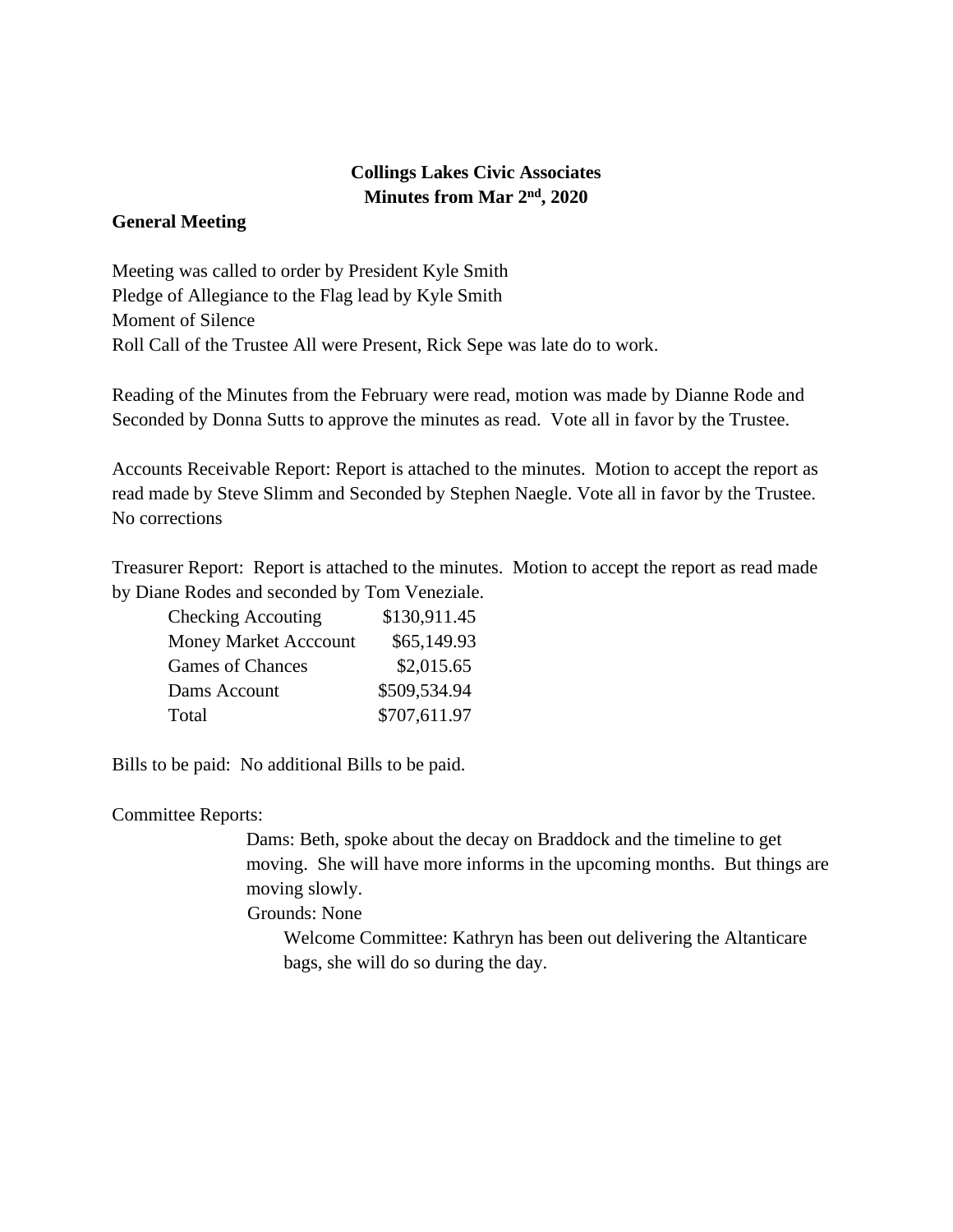**Collings Lakes Civic Associates**
**Minutes from Mar 2nd, 2020**

**General Meeting**

Meeting was called to order by President Kyle Smith
Pledge of Allegiance to the Flag lead by Kyle Smith
Moment of Silence
Roll Call of the Trustee All were Present, Rick Sepe was late do to work.

Reading of the Minutes from the February were read, motion was made by Dianne Rode and Seconded by Donna Sutts to approve the minutes as read. Vote all in favor by the Trustee.

Accounts Receivable Report: Report is attached to the minutes. Motion to accept the report as read made by Steve Slimm and Seconded by Stephen Naegle. Vote all in favor by the Trustee. No corrections

Treasurer Report: Report is attached to the minutes. Motion to accept the report as read made by Diane Rodes and seconded by Tom Veneziale.

| | |
|---|---|
| Checking Accouting | $130,911.45 |
| Money Market Acccount | $65,149.93 |
| Games of Chances | $2,015.65 |
| Dams Account | $509,534.94 |
| Total | $707,611.97 |

Bills to be paid: No additional Bills to be paid.

Committee Reports:

Dams: Beth, spoke about the decay on Braddock and the timeline to get moving. She will have more informs in the upcoming months. But things are moving slowly.

Grounds: None

Welcome Committee: Kathryn has been out delivering the Altanticare bags, she will do so during the day.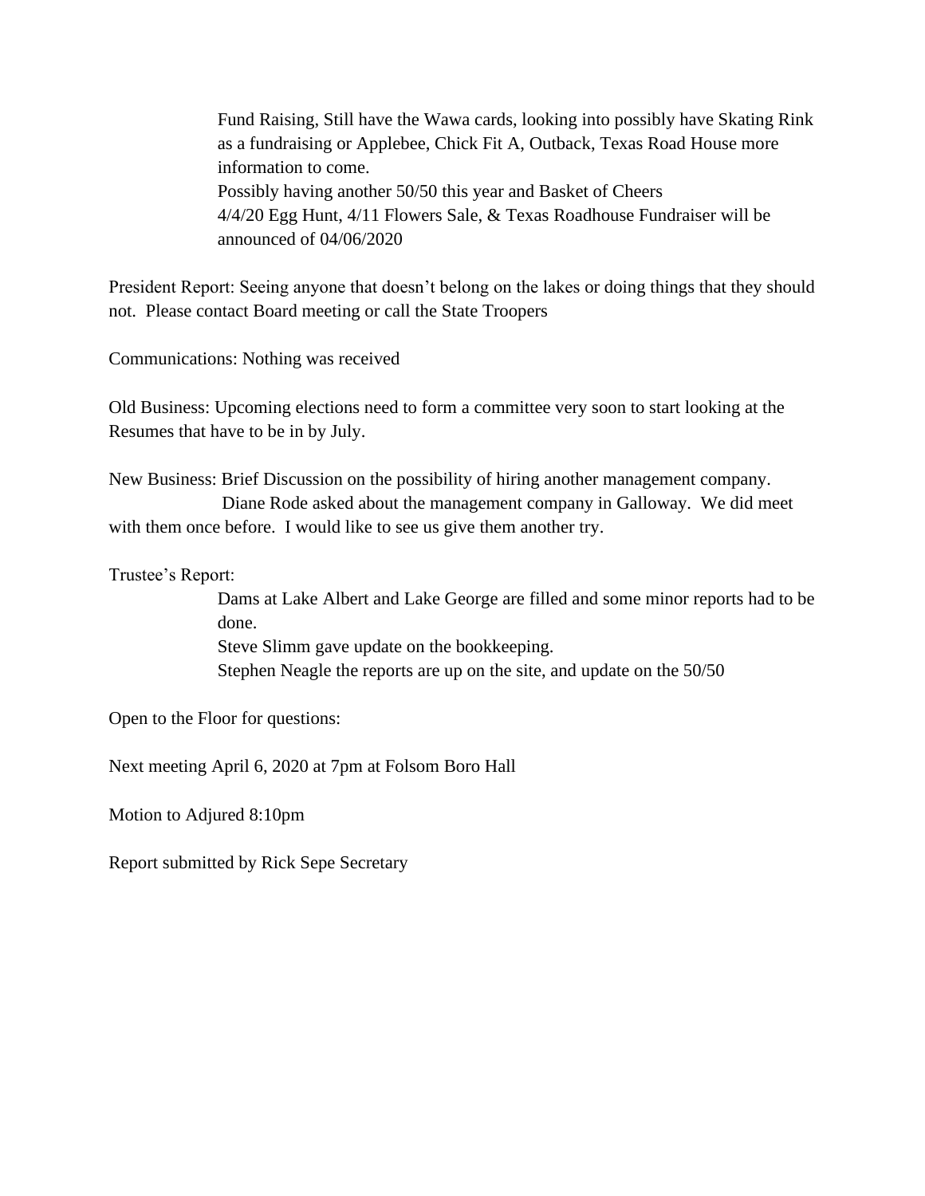Fund Raising, Still have the Wawa cards, looking into possibly have Skating Rink as a fundraising or Applebee, Chick Fit A, Outback, Texas Road House more information to come.
Possibly having another 50/50 this year and Basket of Cheers
4/4/20 Egg Hunt, 4/11 Flowers Sale, & Texas Roadhouse Fundraiser will be announced of 04/06/2020

President Report: Seeing anyone that doesn't belong on the lakes or doing things that they should not. Please contact Board meeting or call the State Troopers

Communications: Nothing was received

Old Business: Upcoming elections need to form a committee very soon to start looking at the Resumes that have to be in by July.

New Business: Brief Discussion on the possibility of hiring another management company.
Diane Rode asked about the management company in Galloway. We did meet with them once before. I would like to see us give them another try.

Trustee's Report:
Dams at Lake Albert and Lake George are filled and some minor reports had to be done.
Steve Slimm gave update on the bookkeeping.
Stephen Neagle the reports are up on the site, and update on the 50/50

Open to the Floor for questions:

Next meeting April 6, 2020 at 7pm at Folsom Boro Hall

Motion to Adjured 8:10pm

Report submitted by Rick Sepe Secretary